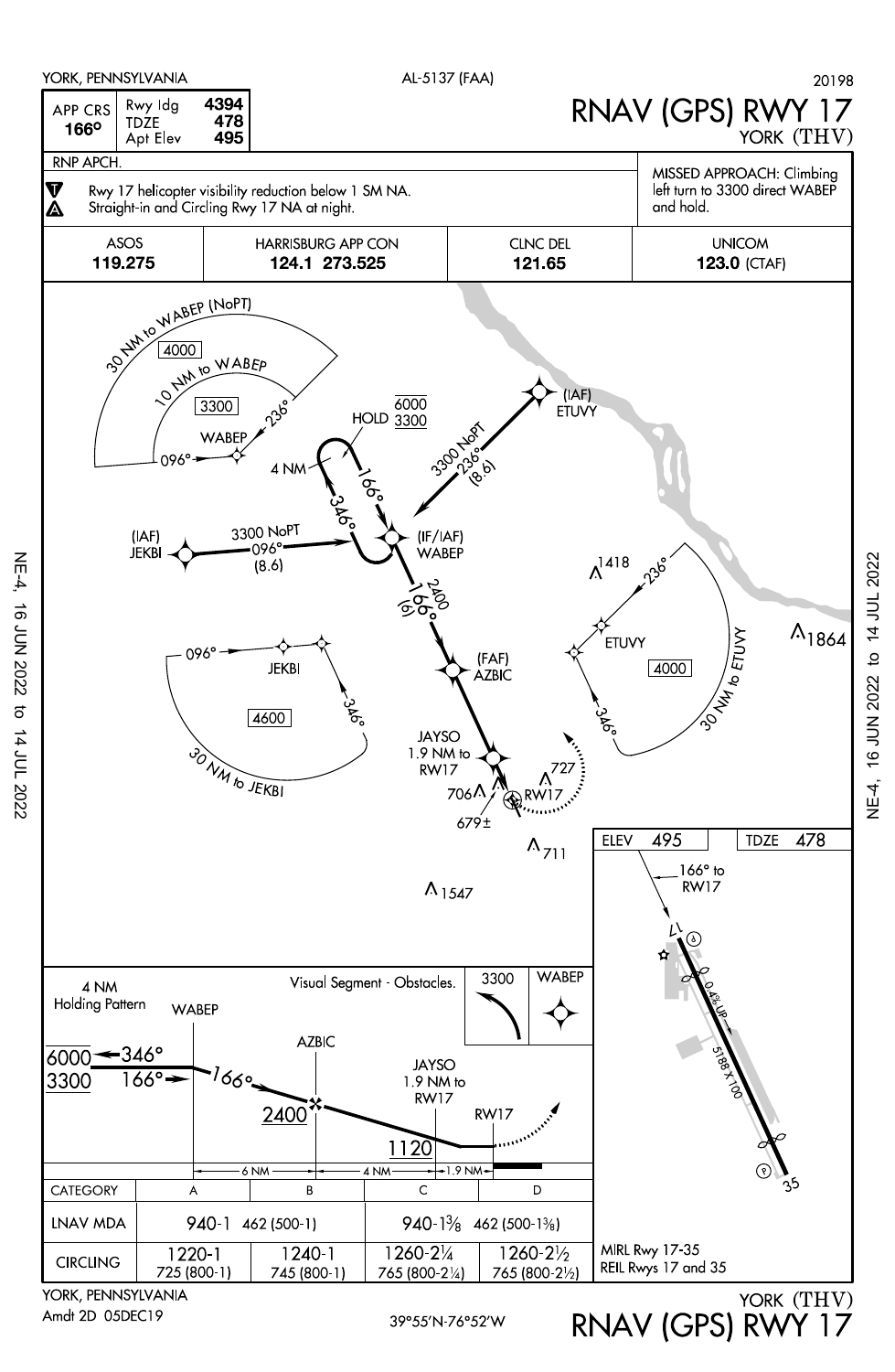YORK, PENNSYLVANIA — AL-5137 (FAA) — 20198

# RNAV (GPS) RWY 17

YORK (THV)

| APP CRS | Rwy ldg | 4394 |
|---|---|---|
| 166° | TDZE | 478 |
| | Apt Elev | 495 |

RNP APCH.

Rwy 17 helicopter visibility reduction below 1 SM NA.
Straight-in and Circling Rwy 17 NA at night.

MISSED APPROACH: Climbing left turn to 3300 direct WABEP and hold.

| ASOS | HARRISBURG APP CON | CLNC DEL | UNICOM |
|---|---|---|---|
| 119.275 | 124.1 273.525 | 121.65 | 123.0 (CTAF) |

30 NM to WABEP (NoPT) 4000
10 NM to WABEP 3300
WABEP 096° 236°
HOLD 6000 3300
4 NM 166° 346°
(IAF) ETUVY
3300 NoPT 236° (8.6)
(IAF) JEKBI 3300 NoPT 096° (8.6)
(IF/IAF) WABEP
2400 166° (6)
(FAF) AZBIC
JAYSO 1.9 NM to RW17
RW17
096° JEKBI 346° 4600 30 NM to JEKBI
ETUVY 236° 346° 4000 30 NM to ETUVY
1418 1864 727 706 679± 711 1547

ELEV 495 TDZE 478
166° to RW17
0.4% UP
5188 X 100
17 35

4 NM Holding Pattern
WABEP
6000 ← 346°
3300 166° →
166°
AZBIC
2400
JAYSO 1.9 NM to RW17
1120
RW17
Visual Segment - Obstacles.
3300 WABEP
6 NM — 4 NM — 1.9 NM

| CATEGORY | A | B | C | D |
|---|---|---|---|---|
| LNAV MDA | 940-1 462 (500-1) | | 940-1⅜ 462 (500-1⅜) | |
| CIRCLING | 1220-1 725 (800-1) | 1240-1 745 (800-1) | 1260-2¼ 765 (800-2¼) | 1260-2½ 765 (800-2½) |

MIRL Rwy 17-35
REIL Rwys 17 and 35

YORK, PENNSYLVANIA
Amdt 2D 05DEC19

39°55′N-76°52′W

YORK (THV)
RNAV (GPS) RWY 17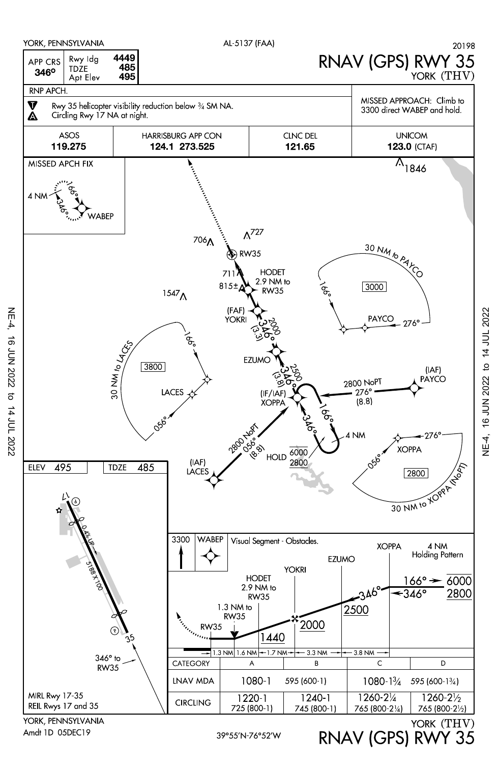YORK, PENNSYLVANIA

AL-5137 (FAA)

20198

# RNAV (GPS) RWY 35

YORK (THV)

| APP CRS | Rwy ldg | 4449 |
| --- | --- | --- |
| 346° | TDZE | 485 |
| | Apt Elev | 495 |

RNP APCH.

Rwy 35 helicopter visibility reduction below ¾ SM NA.
Circling Rwy 17 NA at night.

MISSED APPROACH: Climb to 3300 direct WABEP and hold.

| ASOS | HARRISBURG APP CON | CLNC DEL | UNICOM |
| --- | --- | --- | --- |
| 119.275 | 124.1 273.525 | 121.65 | 123.0 (CTAF) |

MISSED APCH FIX

4 NM

166°

346°

WABEP

1846

706

727

RW35

711

815±

HODET
2.9 NM to
RW35

1547

(FAF)
YOKRI

2000

346°

(3.3)

EZUMO

2500

346°

(3.8)

30 NM to PAYCO

166°

3000

PAYCO

276°

30 NM to LACES

166°

3800

LACES

056°

(IF/IAF)
XOPPA

2800 NoPT
276°
(8.8)

(IAF)
PAYCO

166°

346°

4 NM

2800 NoPT
056°
(8.8)

HOLD 6000 / 2800

(IAF)
LACES

276°

XOPPA

056°

2800

30 NM to XOPPA (NoPT)

ELEV 495

TDZE 485

17

0.4% UP

5188 X 100

35

346° to
RW35

MIRL Rwy 17-35
REIL Rwys 17 and 35

3300

WABEP

Visual Segment - Obstacles.

XOPPA

4 NM
Holding Pattern

EZUMO

166° → 6000

←346° 2800

346°

YOKRI

2500

HODET
2.9 NM to
RW35

2000

1.3 NM to
RW35

RW35

1440

1.3 NM | 1.6 NM | 1.7 NM | 3.3 NM | 3.8 NM

| CATEGORY | A | B | C | D |
| --- | --- | --- | --- | --- |
| LNAV MDA | 1080-1 595 (600-1) | | 1080-1¾ 595 (600-1¾) | |
| CIRCLING | 1220-1 725 (800-1) | 1240-1 745 (800-1) | 1260-2¼ 765 (800-2¼) | 1260-2½ 765 (800-2½) |

NE-4, 16 JUN 2022 to 14 JUL 2022

YORK, PENNSYLVANIA
Amdt 1D 05DEC19

39°55'N-76°52'W

YORK (THV)
RNAV (GPS) RWY 35